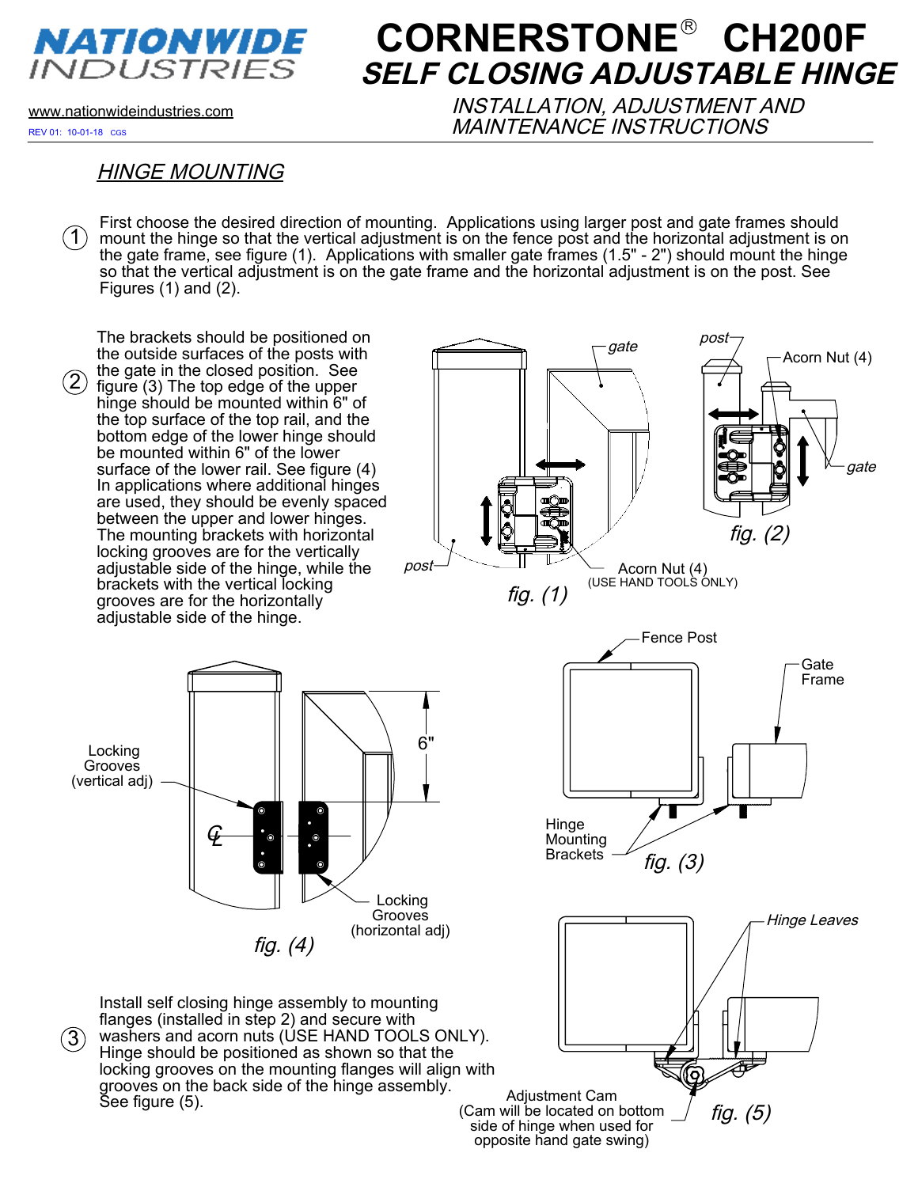# NATIONWIDE INDUSTRIES

www.nationwideindustries.com

REV 01: 10-01-18 CGS

# CORNERSTONE® CH200F
## *SELF CLOSING ADJUSTABLE HINGE*

*INSTALLATION, ADJUSTMENT AND MAINTENANCE INSTRUCTIONS*

## *HINGE MOUNTING*

1. First choose the desired direction of mounting. Applications using larger post and gate frames should mount the hinge so that the vertical adjustment is on the fence post and the horizontal adjustment is on the gate frame, see figure (1). Applications with smaller gate frames (1.5" - 2") should mount the hinge so that the vertical adjustment is on the gate frame and the horizontal adjustment is on the post. See Figures (1) and (2).

2. The brackets should be positioned on the outside surfaces of the posts with the gate in the closed position. See figure (3) The top edge of the upper hinge should be mounted within 6" of the top surface of the top rail, and the bottom edge of the lower hinge should be mounted within 6" of the lower surface of the lower rail. See figure (4) In applications where additional hinges are used, they should be evenly spaced between the upper and lower hinges. The mounting brackets with horizontal locking grooves are for the vertically adjustable side of the hinge, while the brackets with the vertical locking grooves are for the horizontally adjustable side of the hinge.

gate, post, Acorn Nut (4) (USE HAND TOOLS ONLY)

*fig. (1)*

post, Acorn Nut (4), gate

*fig. (2)*

Fence Post, Gate Frame, Hinge Mounting Brackets

*fig. (3)*

Locking Grooves (vertical adj), 6", ℄, Locking Grooves (horizontal adj)

*fig. (4)*

3. Install self closing hinge assembly to mounting flanges (installed in step 2) and secure with washers and acorn nuts (USE HAND TOOLS ONLY). Hinge should be positioned as shown so that the locking grooves on the mounting flanges will align with grooves on the back side of the hinge assembly. See figure (5).

*Hinge Leaves*

Adjustment Cam (Cam will be located on bottom side of hinge when used for opposite hand gate swing)

*fig. (5)*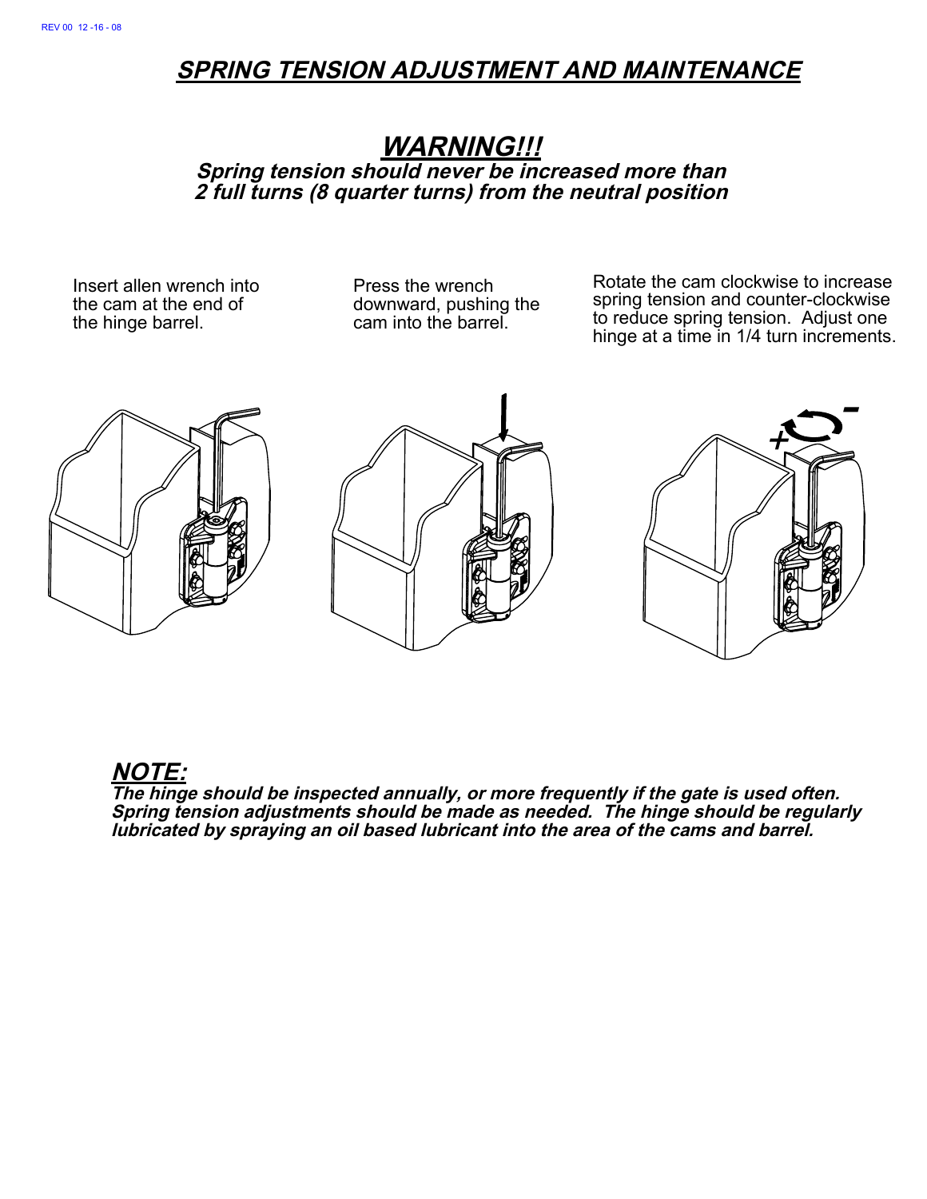## *SPRING TENSION ADJUSTMENT AND MAINTENANCE*

### *WARNING!!!*

***Spring tension should never be increased more than 2 full turns (8 quarter turns) from the neutral position***

Insert allen wrench into the cam at the end of the hinge barrel.

Press the wrench downward, pushing the cam into the barrel.

Rotate the cam clockwise to increase spring tension and counter-clockwise to reduce spring tension. Adjust one hinge at a time in 1/4 turn increments.

+

-

### *NOTE:*

***The hinge should be inspected annually, or more frequently if the gate is used often. Spring tension adjustments should be made as needed. The hinge should be regularly lubricated by spraying an oil based lubricant into the area of the cams and barrel.***